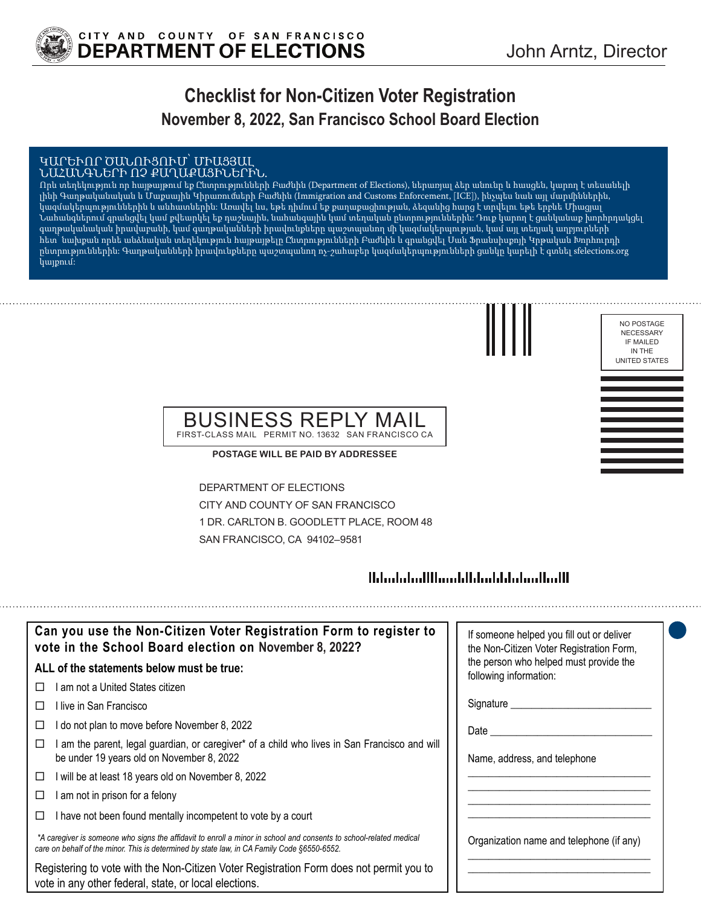CITY AND COUNTY OF SAN FRANCISCO
**DEPARTMENT OF ELECTIONS**

John Arntz, Director

# Checklist for Non-Citizen Voter Registration

## November 8, 2022, San Francisco School Board Election

ԿԱՐԵՒՈՐ ԾԱՆՈՒՑՈՒՄ՝ ՄԻԱՑՅԱԼ ՆԱՀԱՆԳՆԵՐԻ ՈՉ ՔԱՂԱՔԱՑԻՆԵՐԻՆ.
Որև տեղեկություն որ հայթայթում եք Ընտրությունների Բաժինին (Department of Elections), ներառյալ ձեր անունը և հասցեն, կարող է տեսանելի լինի Գաղթականական և Մաքսային Կիրառումների Բաժինին (Immigration and Customs Enforcement, [ICE]), ինչպես նաև այլ մարմիններին, կազմակերպություններին և անհատներին: Առավել ևս, եթե դիմում եք քաղաքացիության, ձեզանից հարց է տրվելու եթե երբևե Միացյալ Նահանգներում գրանցվել կամ քվեարկել եք դաշնային, նահանգային կամ տեղական ընտրություններին: Դուք կարող է ցանկանաք խորհրդակցել գաղթականական իրավաբանի, կամ գաղթականների իրավունքները պաշտպանող մի կազմակերպության, կամ այլ տեղյակ աղբյուրների հետ՝ նախքան որևէ անձնական տեղեկություն հայթայթելը Ընտրությունների Բաժինին և գրանցվել Սան Ֆրանսիսկոյի Կրթական Խորհուրդի ընտրություններին: Գաղթականների իրավունքները պաշտպանող ոչ-շահաբեր կազմակերպությունների ցանկը կարելի է գտնել sfelections.org կայքում:

NO POSTAGE NECESSARY IF MAILED IN THE UNITED STATES

BUSINESS REPLY MAIL
FIRST-CLASS MAIL PERMIT NO. 13632 SAN FRANCISCO CA

**POSTAGE WILL BE PAID BY ADDRESSEE**

DEPARTMENT OF ELECTIONS
CITY AND COUNTY OF SAN FRANCISCO
1 DR. CARLTON B. GOODLETT PLACE, ROOM 48
SAN FRANCISCO, CA 94102–9581

---

### Can you use the Non-Citizen Voter Registration Form to register to vote in the School Board election on November 8, 2022?

**ALL of the statements below must be true:**

- ☐ I am not a United States citizen
- ☐ I live in San Francisco
- ☐ I do not plan to move before November 8, 2022
- ☐ I am the parent, legal guardian, or caregiver* of a child who lives in San Francisco and will be under 19 years old on November 8, 2022
- ☐ I will be at least 18 years old on November 8, 2022
- ☐ I am not in prison for a felony
- ☐ I have not been found mentally incompetent to vote by a court

*\*A caregiver is someone who signs the affidavit to enroll a minor in school and consents to school-related medical care on behalf of the minor. This is determined by state law, in CA Family Code §6550-6552.*

Registering to vote with the Non-Citizen Voter Registration Form does not permit you to vote in any other federal, state, or local elections.

If someone helped you fill out or deliver the Non-Citizen Voter Registration Form, the person who helped must provide the following information:

Signature ___________________________

Date ___________________________

Name, address, and telephone

___________________________
___________________________
___________________________
___________________________

Organization name and telephone (if any)

___________________________
___________________________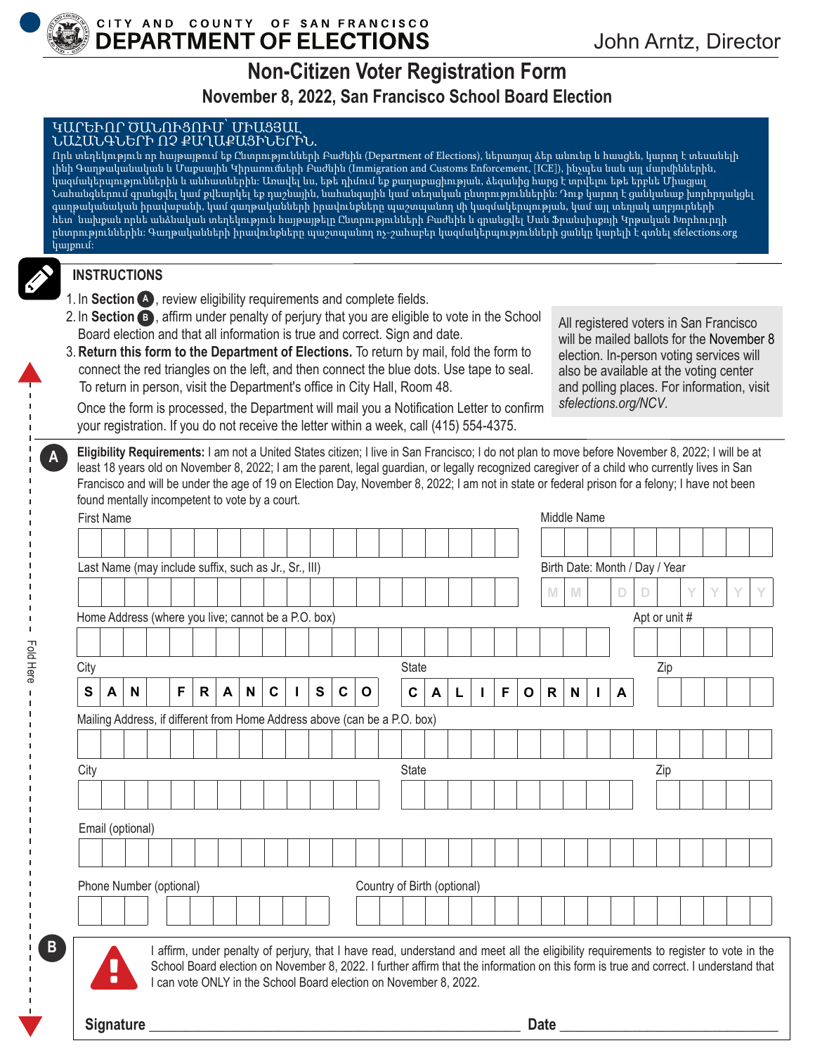CITY AND COUNTY OF SAN FRANCISCO
**DEPARTMENT OF ELECTIONS**

John Arntz, Director

# Non-Citizen Voter Registration Form

## November 8, 2022, San Francisco School Board Election

**ԿԱՐԵՒՈՐ ԾԱՆՈՒՑՈՒՄ՝ ՄԻԱՑՅԱԼ ՆԱՀԱՆԳՆԵՐԻ ՈՉ ՔԱՂԱՔԱՑԻՆԵՐԻՆ.**

Որևէ տեղեկություն որ հայթայթում եք Ընտրությունների Բաժնին (Department of Elections), ներառյալ ձեր անունը և հասցեն, կարող է տեսանելի լինի Գաղթականական և Մաքսային Կիրառումների Բաժնին (Immigration and Customs Enforcement, [ICE]), ինչպես նաև այլ մարմիններին, կազմակերպություններին և անհատներին: Առավել ևս, եթե դիմում եք քաղաքացիության, ձեզանից հարց է տրվելու եթե երբևէ Միացյալ Նահանգներում գրանցվել կամ քվեարկել եք դաշնային, նահանգային կամ տեղական ընտրություններին: Դուք կարող է ցանկանաք խորհրդակցել գաղթականական իրավաբանի, կամ գաղթականների իրավունքները պաշտպանող մի կազմակերպության, կամ այլ տեղյակ աղբյուրների հետ՝ նախքան որևէ անձնական տեղեկություն հայթայթելը Ընտրությունների Բաժնին և գրանցվել Սան Ֆրանսիսքոյի Կրթական Խորհրդի ընտրություններին: Գաղթականների իրավունքները պաշտպանող ոչ-շահաբեր կազմակերպությունների ցանկը կարելի է գտնել sfelections.org կայքում:

### INSTRUCTIONS

1. In **Section A**, review eligibility requirements and complete fields.
2. In **Section B**, affirm under penalty of perjury that you are eligible to vote in the School Board election and that all information is true and correct. Sign and date.
3. **Return this form to the Department of Elections.** To return by mail, fold the form to connect the red triangles on the left, and then connect the blue dots. Use tape to seal. To return in person, visit the Department's office in City Hall, Room 48.

Once the form is processed, the Department will mail you a Notification Letter to confirm your registration. If you do not receive the letter within a week, call (415) 554-4375.

All registered voters in San Francisco will be mailed ballots for the November 8 election. In-person voting services will also be available at the voting center and polling places. For information, visit *sfelections.org/NCV*.

Fold Here

**A**

**Eligibility Requirements:** I am not a United States citizen; I live in San Francisco; I do not plan to move before November 8, 2022; I will be at least 18 years old on November 8, 2022; I am the parent, legal guardian, or legally recognized caregiver of a child who currently lives in San Francisco and will be under the age of 19 on Election Day, November 8, 2022; I am not in state or federal prison for a felony; I have not been found mentally incompetent to vote by a court.

First Name ______________________ Middle Name ______________________

Last Name (may include suffix, such as Jr., Sr., III) ______________________ Birth Date: Month / Day / Year M M / D D / Y Y Y Y

Home Address (where you live; cannot be a P.O. box) ______________________ Apt or unit # ________

City: SAN FRANCISCO State: CALIFORNIA Zip ________

Mailing Address, if different from Home Address above (can be a P.O. box) ______________________

City ________ State ________ Zip ________

Email (optional) ______________________

Phone Number (optional) ______________________ Country of Birth (optional) ______________________

**B**

I affirm, under penalty of perjury, that I have read, understand and meet all the eligibility requirements to register to vote in the School Board election on November 8, 2022. I further affirm that the information on this form is true and correct. I understand that I can vote ONLY in the School Board election on November 8, 2022.

**Signature** ______________________ **Date** ______________________